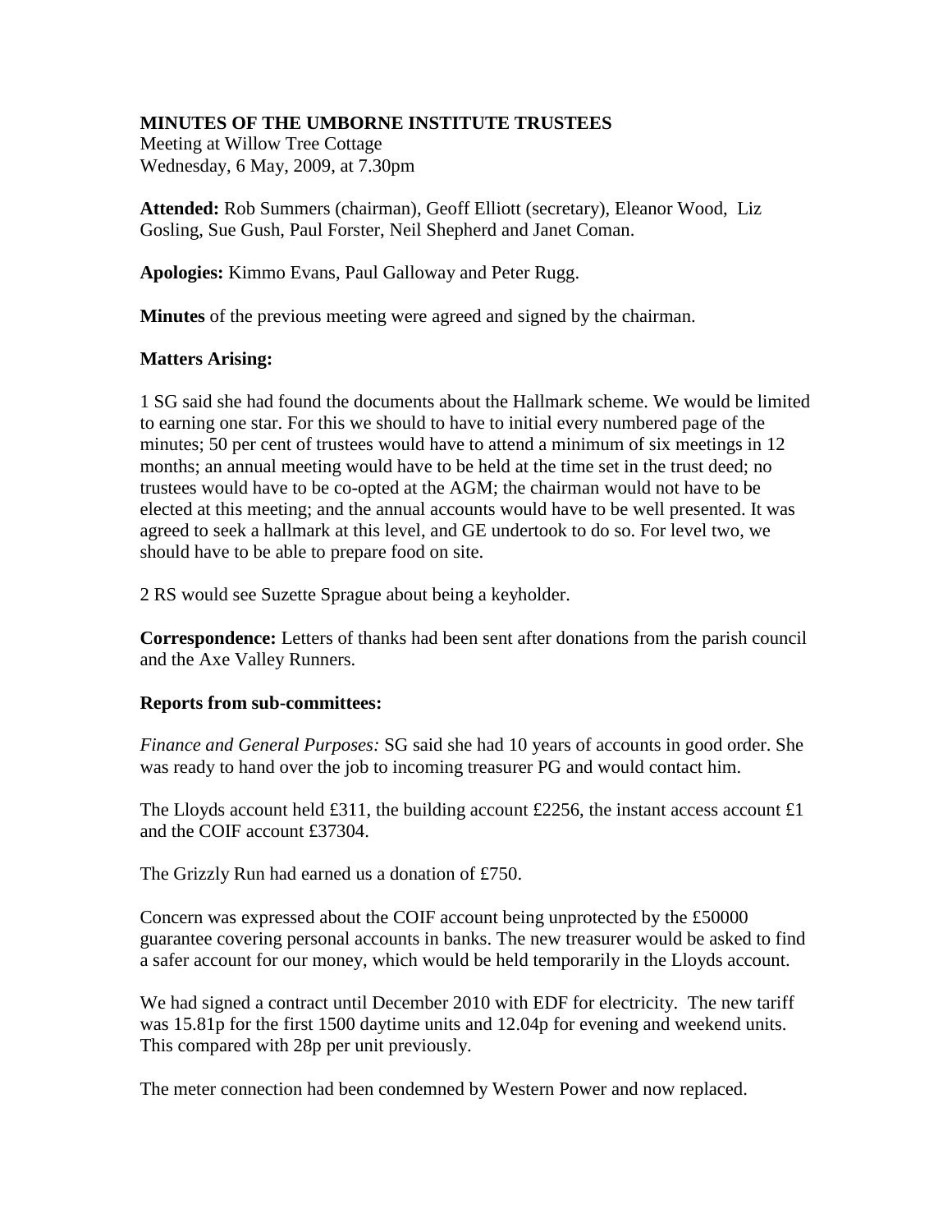**MINUTES OF THE UMBORNE INSTITUTE TRUSTEES**
Meeting at Willow Tree Cottage
Wednesday, 6 May, 2009, at 7.30pm

**Attended:** Rob Summers (chairman), Geoff Elliott (secretary), Eleanor Wood, Liz Gosling, Sue Gush, Paul Forster, Neil Shepherd and Janet Coman.

**Apologies:** Kimmo Evans, Paul Galloway and Peter Rugg.

**Minutes** of the previous meeting were agreed and signed by the chairman.

**Matters Arising:**

1 SG said she had found the documents about the Hallmark scheme. We would be limited to earning one star. For this we should to have to initial every numbered page of the minutes; 50 per cent of trustees would have to attend a minimum of six meetings in 12 months; an annual meeting would have to be held at the time set in the trust deed; no trustees would have to be co-opted at the AGM; the chairman would not have to be elected at this meeting; and the annual accounts would have to be well presented. It was agreed to seek a hallmark at this level, and GE undertook to do so. For level two, we should have to be able to prepare food on site.

2 RS would see Suzette Sprague about being a keyholder.

**Correspondence:** Letters of thanks had been sent after donations from the parish council and the Axe Valley Runners.

**Reports from sub-committees:**

*Finance and General Purposes:* SG said she had 10 years of accounts in good order. She was ready to hand over the job to incoming treasurer PG and would contact him.

The Lloyds account held £311, the building account £2256, the instant access account £1 and the COIF account £37304.

The Grizzly Run had earned us a donation of £750.

Concern was expressed about the COIF account being unprotected by the £50000 guarantee covering personal accounts in banks. The new treasurer would be asked to find a safer account for our money, which would be held temporarily in the Lloyds account.

We had signed a contract until December 2010 with EDF for electricity. The new tariff was 15.81p for the first 1500 daytime units and 12.04p for evening and weekend units. This compared with 28p per unit previously.

The meter connection had been condemned by Western Power and now replaced.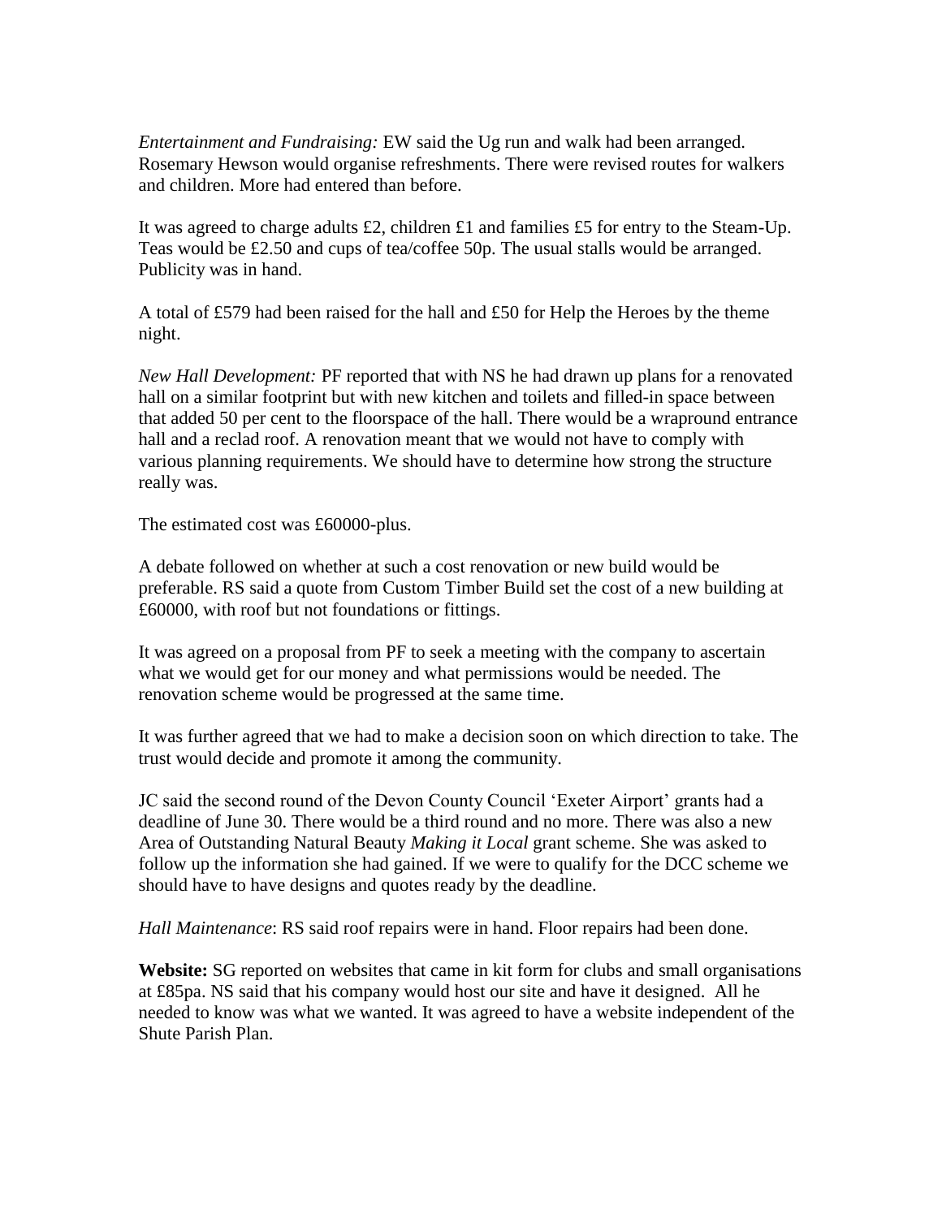*Entertainment and Fundraising:* EW said the Ug run and walk had been arranged. Rosemary Hewson would organise refreshments. There were revised routes for walkers and children. More had entered than before.

It was agreed to charge adults £2, children £1 and families £5 for entry to the Steam-Up. Teas would be £2.50 and cups of tea/coffee 50p. The usual stalls would be arranged. Publicity was in hand.

A total of £579 had been raised for the hall and £50 for Help the Heroes by the theme night.

*New Hall Development:* PF reported that with NS he had drawn up plans for a renovated hall on a similar footprint but with new kitchen and toilets and filled-in space between that added 50 per cent to the floorspace of the hall. There would be a wrapround entrance hall and a reclad roof. A renovation meant that we would not have to comply with various planning requirements. We should have to determine how strong the structure really was.

The estimated cost was £60000-plus.

A debate followed on whether at such a cost renovation or new build would be preferable. RS said a quote from Custom Timber Build set the cost of a new building at £60000, with roof but not foundations or fittings.

It was agreed on a proposal from PF to seek a meeting with the company to ascertain what we would get for our money and what permissions would be needed. The renovation scheme would be progressed at the same time.

It was further agreed that we had to make a decision soon on which direction to take. The trust would decide and promote it among the community.

JC said the second round of the Devon County Council 'Exeter Airport' grants had a deadline of June 30. There would be a third round and no more. There was also a new Area of Outstanding Natural Beauty *Making it Local* grant scheme. She was asked to follow up the information she had gained. If we were to qualify for the DCC scheme we should have to have designs and quotes ready by the deadline.

*Hall Maintenance*: RS said roof repairs were in hand. Floor repairs had been done.

**Website:** SG reported on websites that came in kit form for clubs and small organisations at £85pa. NS said that his company would host our site and have it designed. All he needed to know was what we wanted. It was agreed to have a website independent of the Shute Parish Plan.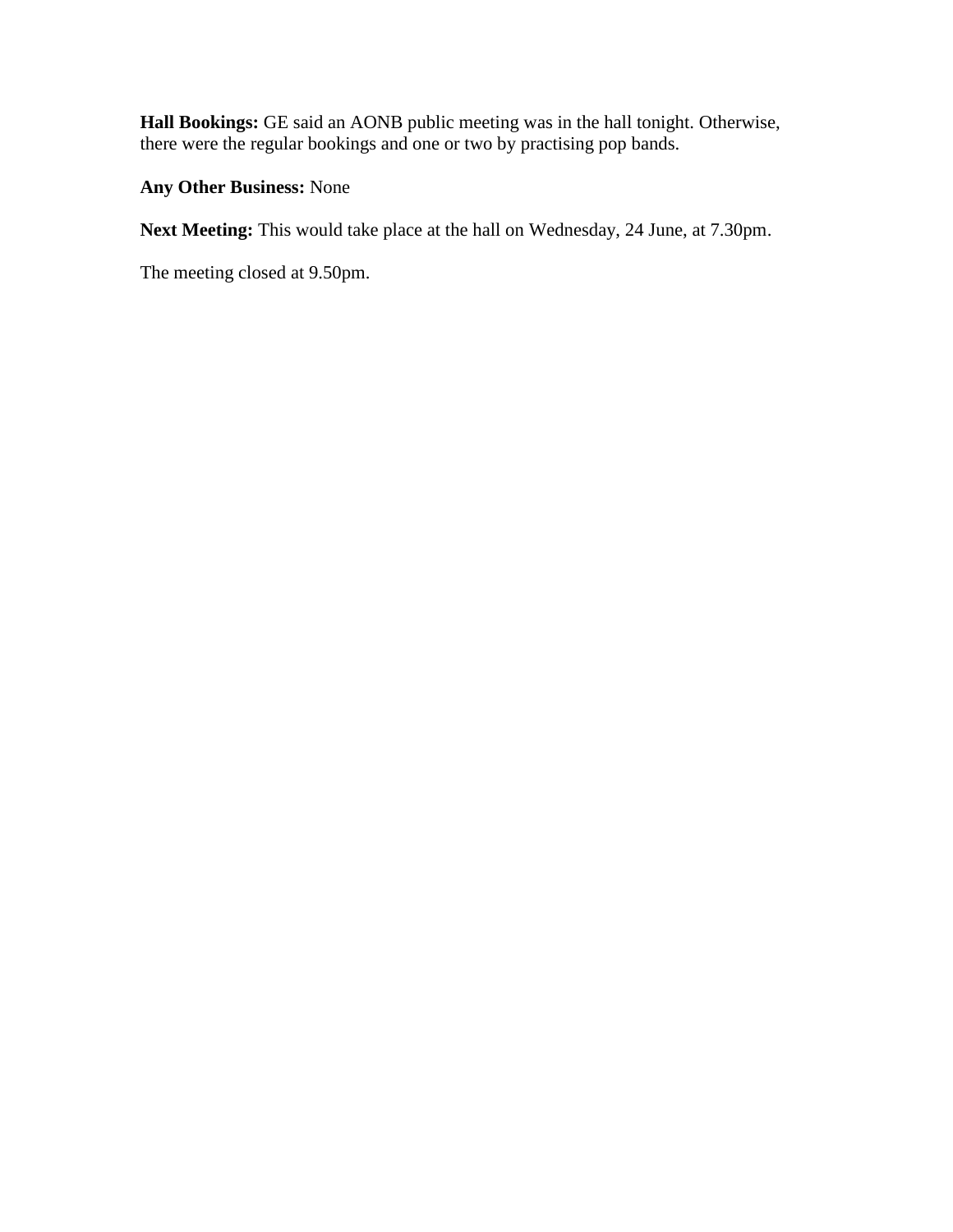**Hall Bookings:** GE said an AONB public meeting was in the hall tonight. Otherwise, there were the regular bookings and one or two by practising pop bands.

**Any Other Business:** None

**Next Meeting:** This would take place at the hall on Wednesday, 24 June, at 7.30pm.

The meeting closed at 9.50pm.